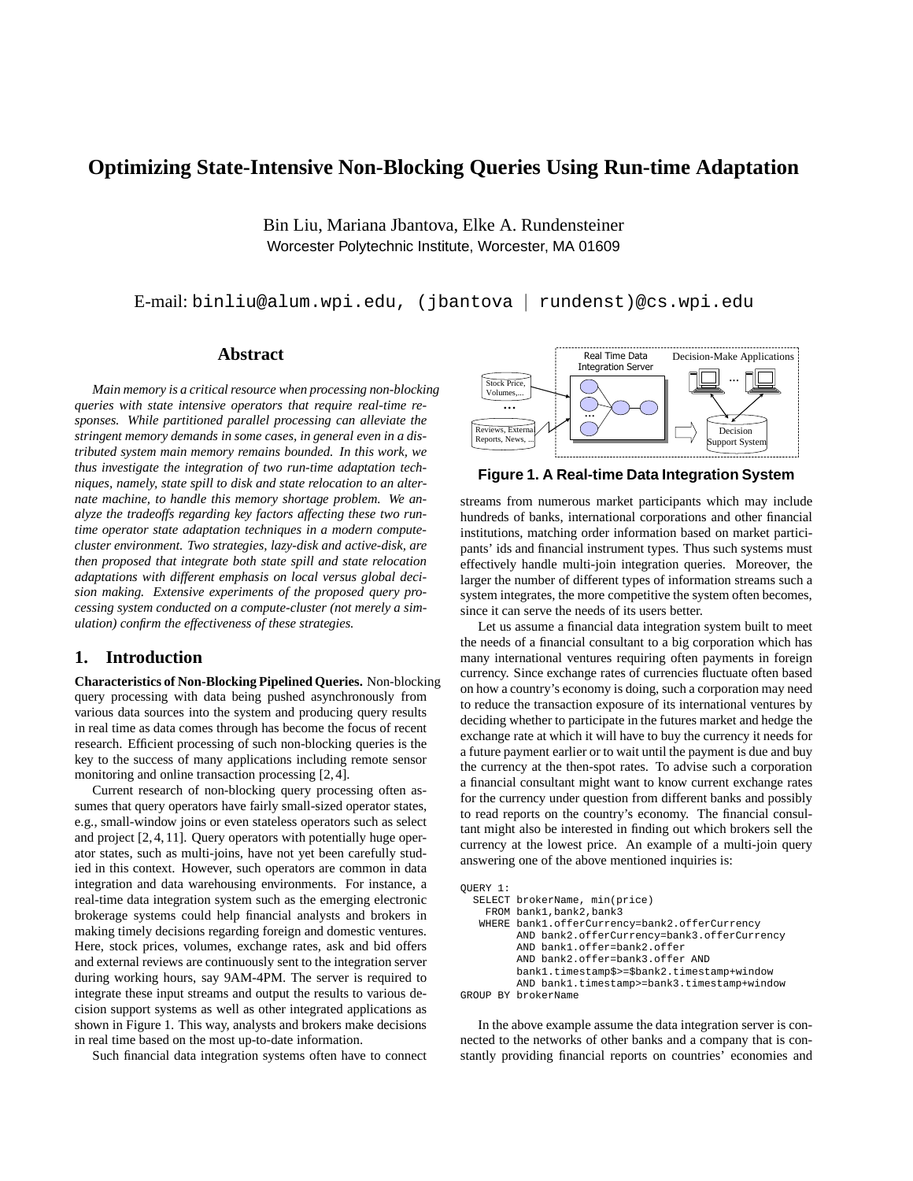# Optimizing State-Intensive Non-Blocking Queries Using Run-time Adaptation

Bin Liu, Mariana Jbantova, Elke A. Rundensteiner
Worcester Polytechnic Institute, Worcester, MA 01609

E-mail: binliu@alum.wpi.edu, (jbantova | rundenst)@cs.wpi.edu

## Abstract

*Main memory is a critical resource when processing non-blocking queries with state intensive operators that require real-time responses. While partitioned parallel processing can alleviate the stringent memory demands in some cases, in general even in a distributed system main memory remains bounded. In this work, we thus investigate the integration of two run-time adaptation techniques, namely, state spill to disk and state relocation to an alternate machine, to handle this memory shortage problem. We analyze the tradeoffs regarding key factors affecting these two run-time operator state adaptation techniques in a modern compute-cluster environment. Two strategies, lazy-disk and active-disk, are then proposed that integrate both state spill and state relocation adaptations with different emphasis on local versus global decision making. Extensive experiments of the proposed query processing system conducted on a compute-cluster (not merely a simulation) confirm the effectiveness of these strategies.*

## 1. Introduction

**Characteristics of Non-Blocking Pipelined Queries.** Non-blocking query processing with data being pushed asynchronously from various data sources into the system and producing query results in real time as data comes through has become the focus of recent research. Efficient processing of such non-blocking queries is the key to the success of many applications including remote sensor monitoring and online transaction processing [2, 4].

Current research of non-blocking query processing often assumes that query operators have fairly small-sized operator states, e.g., small-window joins or even stateless operators such as select and project [2, 4, 11]. Query operators with potentially huge operator states, such as multi-joins, have not yet been carefully studied in this context. However, such operators are common in data integration and data warehousing environments. For instance, a real-time data integration system such as the emerging electronic brokerage systems could help financial analysts and brokers in making timely decisions regarding foreign and domestic ventures. Here, stock prices, volumes, exchange rates, ask and bid offers and external reviews are continuously sent to the integration server during working hours, say 9AM-4PM. The server is required to integrate these input streams and output the results to various decision support systems as well as other integrated applications as shown in Figure 1. This way, analysts and brokers make decisions in real time based on the most up-to-date information.

Such financial data integration systems often have to connect streams from numerous market participants which may include hundreds of banks, international corporations and other financial institutions, matching order information based on market participants' ids and financial instrument types. Thus such systems must effectively handle multi-join integration queries. Moreover, the larger the number of different types of information streams such a system integrates, the more competitive the system often becomes, since it can serve the needs of its users better.

Real Time Data Integration Server
Decision-Make Applications
Stock Price, Volumes,...
...
Reviews, External Reports, News, ...
Decision Support System

**Figure 1. A Real-time Data Integration System**

Let us assume a financial data integration system built to meet the needs of a financial consultant to a big corporation which has many international ventures requiring often payments in foreign currency. Since exchange rates of currencies fluctuate often based on how a country's economy is doing, such a corporation may need to reduce the transaction exposure of its international ventures by deciding whether to participate in the futures market and hedge the exchange rate at which it will have to buy the currency it needs for a future payment earlier or to wait until the payment is due and buy the currency at the then-spot rates. To advise such a corporation a financial consultant might want to know current exchange rates for the currency under question from different banks and possibly to read reports on the country's economy. The financial consultant might also be interested in finding out which brokers sell the currency at the lowest price. An example of a multi-join query answering one of the above mentioned inquiries is:

```
QUERY 1:
  SELECT brokerName, min(price)
    FROM bank1,bank2,bank3
   WHERE bank1.offerCurrency=bank2.offerCurrency
         AND bank2.offerCurrency=bank3.offerCurrency
         AND bank1.offer=bank2.offer
         AND bank2.offer=bank3.offer AND
         bank1.timestamp$>=$bank2.timestamp+window
         AND bank1.timestamp>=bank3.timestamp+window
GROUP BY brokerName
```

In the above example assume the data integration server is connected to the networks of other banks and a company that is constantly providing financial reports on countries' economies and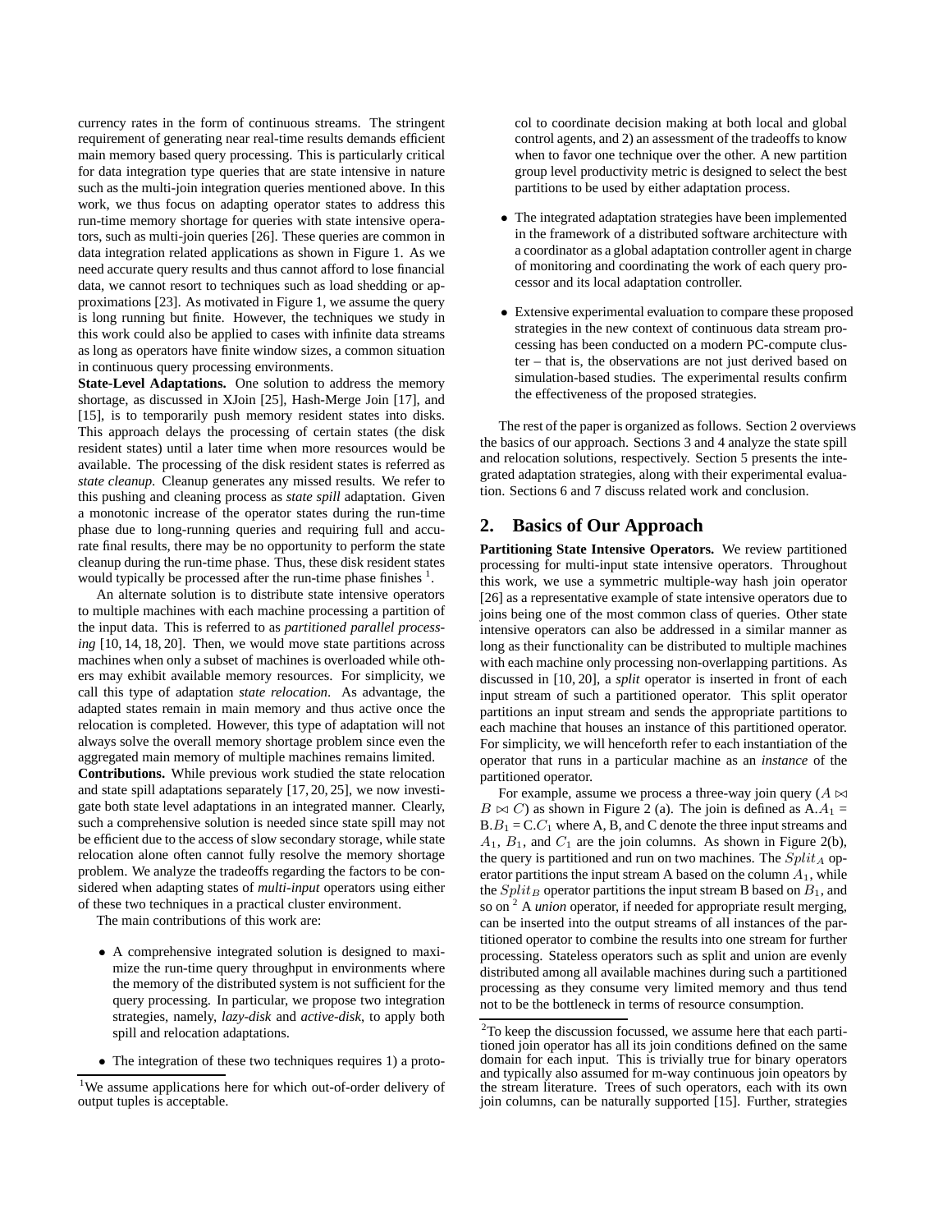currency rates in the form of continuous streams. The stringent requirement of generating near real-time results demands efficient main memory based query processing. This is particularly critical for data integration type queries that are state intensive in nature such as the multi-join integration queries mentioned above. In this work, we thus focus on adapting operator states to address this run-time memory shortage for queries with state intensive operators, such as multi-join queries [26]. These queries are common in data integration related applications as shown in Figure 1. As we need accurate query results and thus cannot afford to lose financial data, we cannot resort to techniques such as load shedding or approximations [23]. As motivated in Figure 1, we assume the query is long running but finite. However, the techniques we study in this work could also be applied to cases with infinite data streams as long as operators have finite window sizes, a common situation in continuous query processing environments.

**State-Level Adaptations.** One solution to address the memory shortage, as discussed in XJoin [25], Hash-Merge Join [17], and [15], is to temporarily push memory resident states into disks. This approach delays the processing of certain states (the disk resident states) until a later time when more resources would be available. The processing of the disk resident states is referred as *state cleanup*. Cleanup generates any missed results. We refer to this pushing and cleaning process as *state spill* adaptation. Given a monotonic increase of the operator states during the run-time phase due to long-running queries and requiring full and accurate final results, there may be no opportunity to perform the state cleanup during the run-time phase. Thus, these disk resident states would typically be processed after the run-time phase finishes [1].

An alternate solution is to distribute state intensive operators to multiple machines with each machine processing a partition of the input data. This is referred to as *partitioned parallel processing* [10, 14, 18, 20]. Then, we would move state partitions across machines when only a subset of machines is overloaded while others may exhibit available memory resources. For simplicity, we call this type of adaptation *state relocation*. As advantage, the adapted states remain in main memory and thus active once the relocation is completed. However, this type of adaptation will not always solve the overall memory shortage problem since even the aggregated main memory of multiple machines remains limited.

**Contributions.** While previous work studied the state relocation and state spill adaptations separately [17, 20, 25], we now investigate both state level adaptations in an integrated manner. Clearly, such a comprehensive solution is needed since state spill may not be efficient due to the access of slow secondary storage, while state relocation alone often cannot fully resolve the memory shortage problem. We analyze the tradeoffs regarding the factors to be considered when adapting states of *multi-input* operators using either of these two techniques in a practical cluster environment.

The main contributions of this work are:

- A comprehensive integrated solution is designed to maximize the run-time query throughput in environments where the memory of the distributed system is not sufficient for the query processing. In particular, we propose two integration strategies, namely, *lazy-disk* and *active-disk*, to apply both spill and relocation adaptations.
- The integration of these two techniques requires 1) a protocol to coordinate decision making at both local and global control agents, and 2) an assessment of the tradeoffs to know when to favor one technique over the other. A new partition group level productivity metric is designed to select the best partitions to be used by either adaptation process.
- The integrated adaptation strategies have been implemented in the framework of a distributed software architecture with a coordinator as a global adaptation controller agent in charge of monitoring and coordinating the work of each query processor and its local adaptation controller.
- Extensive experimental evaluation to compare these proposed strategies in the new context of continuous data stream processing has been conducted on a modern PC-compute cluster – that is, the observations are not just derived based on simulation-based studies. The experimental results confirm the effectiveness of the proposed strategies.

The rest of the paper is organized as follows. Section 2 overviews the basics of our approach. Sections 3 and 4 analyze the state spill and relocation solutions, respectively. Section 5 presents the integrated adaptation strategies, along with their experimental evaluation. Sections 6 and 7 discuss related work and conclusion.

## 2. Basics of Our Approach

**Partitioning State Intensive Operators.** We review partitioned processing for multi-input state intensive operators. Throughout this work, we use a symmetric multiple-way hash join operator [26] as a representative example of state intensive operators due to joins being one of the most common class of queries. Other state intensive operators can also be addressed in a similar manner as long as their functionality can be distributed to multiple machines with each machine only processing non-overlapping partitions. As discussed in [10, 20], a *split* operator is inserted in front of each input stream of such a partitioned operator. This split operator partitions an input stream and sends the appropriate partitions to each machine that houses an instance of this partitioned operator. For simplicity, we will henceforth refer to each instantiation of the operator that runs in a particular machine as an *instance* of the partitioned operator.

For example, assume we process a three-way join query ($A \bowtie B \bowtie C$) as shown in Figure 2 (a). The join is defined as A.$A_1$ = B.$B_1$ = C.$C_1$ where A, B, and C denote the three input streams and $A_1$, $B_1$, and $C_1$ are the join columns. As shown in Figure 2(b), the query is partitioned and run on two machines. The $Split_A$ operator partitions the input stream A based on the column $A_1$, while the $Split_B$ operator partitions the input stream B based on $B_1$, and so on [2] A *union* operator, if needed for appropriate result merging, can be inserted into the output streams of all instances of the partitioned operator to combine the results into one stream for further processing. Stateless operators such as split and union are evenly distributed among all available machines during such a partitioned processing as they consume very limited memory and thus tend not to be the bottleneck in terms of resource consumption.

[1] We assume applications here for which out-of-order delivery of output tuples is acceptable.

[2] To keep the discussion focussed, we assume here that each partitioned join operator has all its join conditions defined on the same domain for each input. This is trivially true for binary operators and typically also assumed for m-way continuous join opeators by the stream literature. Trees of such operators, each with its own join columns, can be naturally supported [15]. Further, strategies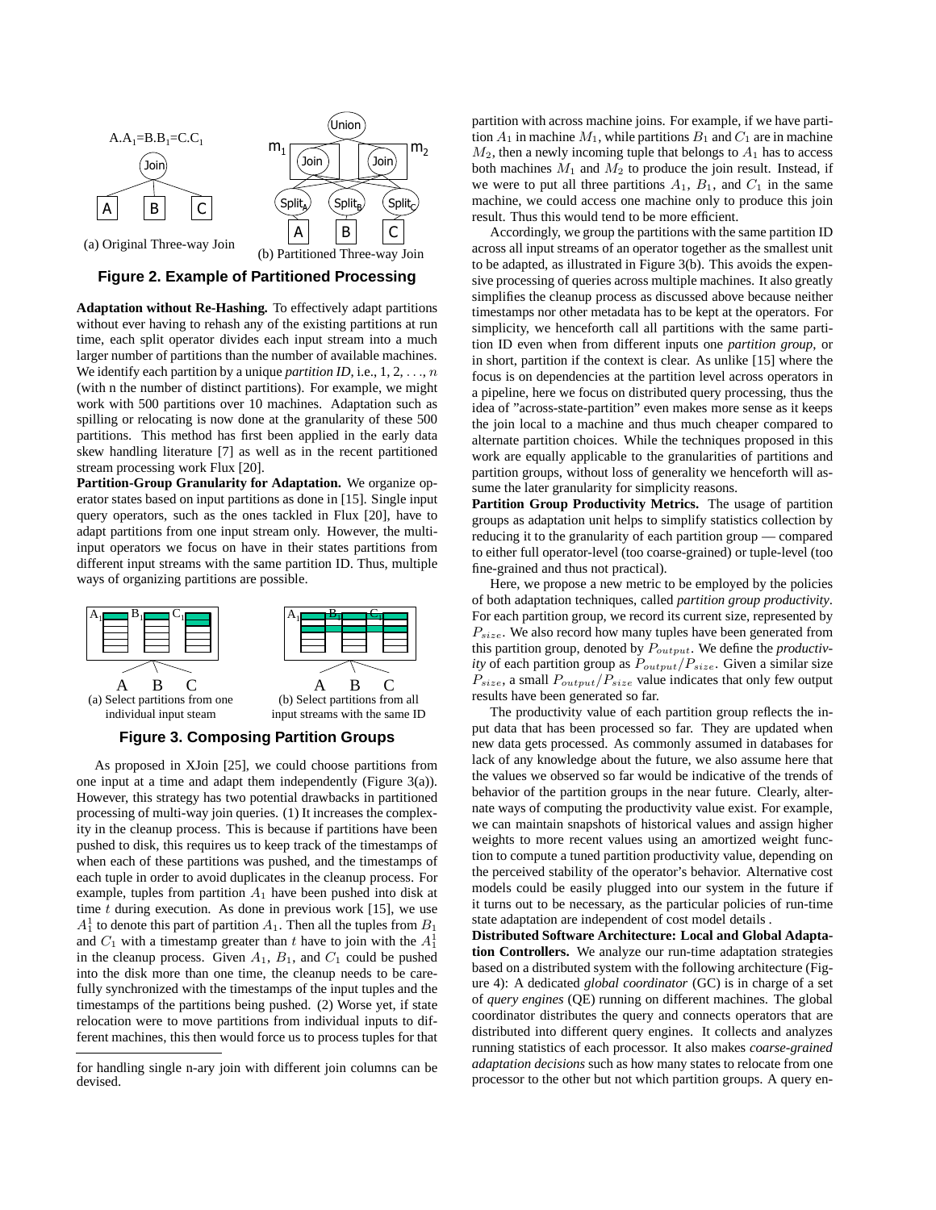(a) Original Three-way Join

(b) Partitioned Three-way Join

**Figure 2. Example of Partitioned Processing**

**Adaptation without Re-Hashing.** To effectively adapt partitions without ever having to rehash any of the existing partitions at run time, each split operator divides each input stream into a much larger number of partitions than the number of available machines. We identify each partition by a unique *partition ID*, i.e., 1, 2, . . ., $n$ (with n the number of distinct partitions). For example, we might work with 500 partitions over 10 machines. Adaptation such as spilling or relocating is now done at the granularity of these 500 partitions. This method has first been applied in the early data skew handling literature [7] as well as in the recent partitioned stream processing work Flux [20].

**Partition-Group Granularity for Adaptation.** We organize operator states based on input partitions as done in [15]. Single input query operators, such as the ones tackled in Flux [20], have to adapt partitions from one input stream only. However, the multi-input operators we focus on have in their states partitions from different input streams with the same partition ID. Thus, multiple ways of organizing partitions are possible.

(a) Select partitions from one individual input steam

(b) Select partitions from all input streams with the same ID

**Figure 3. Composing Partition Groups**

As proposed in XJoin [25], we could choose partitions from one input at a time and adapt them independently (Figure 3(a)). However, this strategy has two potential drawbacks in partitioned processing of multi-way join queries. (1) It increases the complexity in the cleanup process. This is because if partitions have been pushed to disk, this requires us to keep track of the timestamps of when each of these partitions was pushed, and the timestamps of each tuple in order to avoid duplicates in the cleanup process. For example, tuples from partition $A_1$ have been pushed into disk at time $t$ during execution. As done in previous work [15], we use $A_1^1$ to denote this part of partition $A_1$. Then all the tuples from $B_1$ and $C_1$ with a timestamp greater than $t$ have to join with the $A_1^1$ in the cleanup process. Given $A_1$, $B_1$, and $C_1$ could be pushed into the disk more than one time, the cleanup needs to be carefully synchronized with the timestamps of the input tuples and the timestamps of the partitions being pushed. (2) Worse yet, if state relocation were to move partitions from individual inputs to different machines, this then would force us to process tuples for that partition with across machine joins. For example, if we have partition $A_1$ in machine $M_1$, while partitions $B_1$ and $C_1$ are in machine $M_2$, then a newly incoming tuple that belongs to $A_1$ has to access both machines $M_1$ and $M_2$ to produce the join result. Instead, if we were to put all three partitions $A_1$, $B_1$, and $C_1$ in the same machine, we could access one machine only to produce this join result. Thus this would tend to be more efficient.

for handling single n-ary join with different join columns can be devised.

Accordingly, we group the partitions with the same partition ID across all input streams of an operator together as the smallest unit to be adapted, as illustrated in Figure 3(b). This avoids the expensive processing of queries across multiple machines. It also greatly simplifies the cleanup process as discussed above because neither timestamps nor other metadata has to be kept at the operators. For simplicity, we henceforth call all partitions with the same partition ID even when from different inputs one *partition group*, or in short, partition if the context is clear. As unlike [15] where the focus is on dependencies at the partition level across operators in a pipeline, here we focus on distributed query processing, thus the idea of "across-state-partition" even makes more sense as it keeps the join local to a machine and thus much cheaper compared to alternate partition choices. While the techniques proposed in this work are equally applicable to the granularities of partitions and partition groups, without loss of generality we henceforth will assume the later granularity for simplicity reasons.

**Partition Group Productivity Metrics.** The usage of partition groups as adaptation unit helps to simplify statistics collection by reducing it to the granularity of each partition group — compared to either full operator-level (too coarse-grained) or tuple-level (too fine-grained and thus not practical).

Here, we propose a new metric to be employed by the policies of both adaptation techniques, called *partition group productivity*. For each partition group, we record its current size, represented by $P_{size}$. We also record how many tuples have been generated from this partition group, denoted by $P_{output}$. We define the *productivity* of each partition group as $P_{output}/P_{size}$. Given a similar size $P_{size}$, a small $P_{output}/P_{size}$ value indicates that only few output results have been generated so far.

The productivity value of each partition group reflects the input data that has been processed so far. They are updated when new data gets processed. As commonly assumed in databases for lack of any knowledge about the future, we also assume here that the values we observed so far would be indicative of the trends of behavior of the partition groups in the near future. Clearly, alternate ways of computing the productivity value exist. For example, we can maintain snapshots of historical values and assign higher weights to more recent values using an amortized weight function to compute a tuned partition productivity value, depending on the perceived stability of the operator's behavior. Alternative cost models could be easily plugged into our system in the future if it turns out to be necessary, as the particular policies of run-time state adaptation are independent of cost model details .

**Distributed Software Architecture: Local and Global Adaptation Controllers.** We analyze our run-time adaptation strategies based on a distributed system with the following architecture (Figure 4): A dedicated *global coordinator* (GC) is in charge of a set of *query engines* (QE) running on different machines. The global coordinator distributes the query and connects operators that are distributed into different query engines. It collects and analyzes running statistics of each processor. It also makes *coarse-grained adaptation decisions* such as how many states to relocate from one processor to the other but not which partition groups. A query en-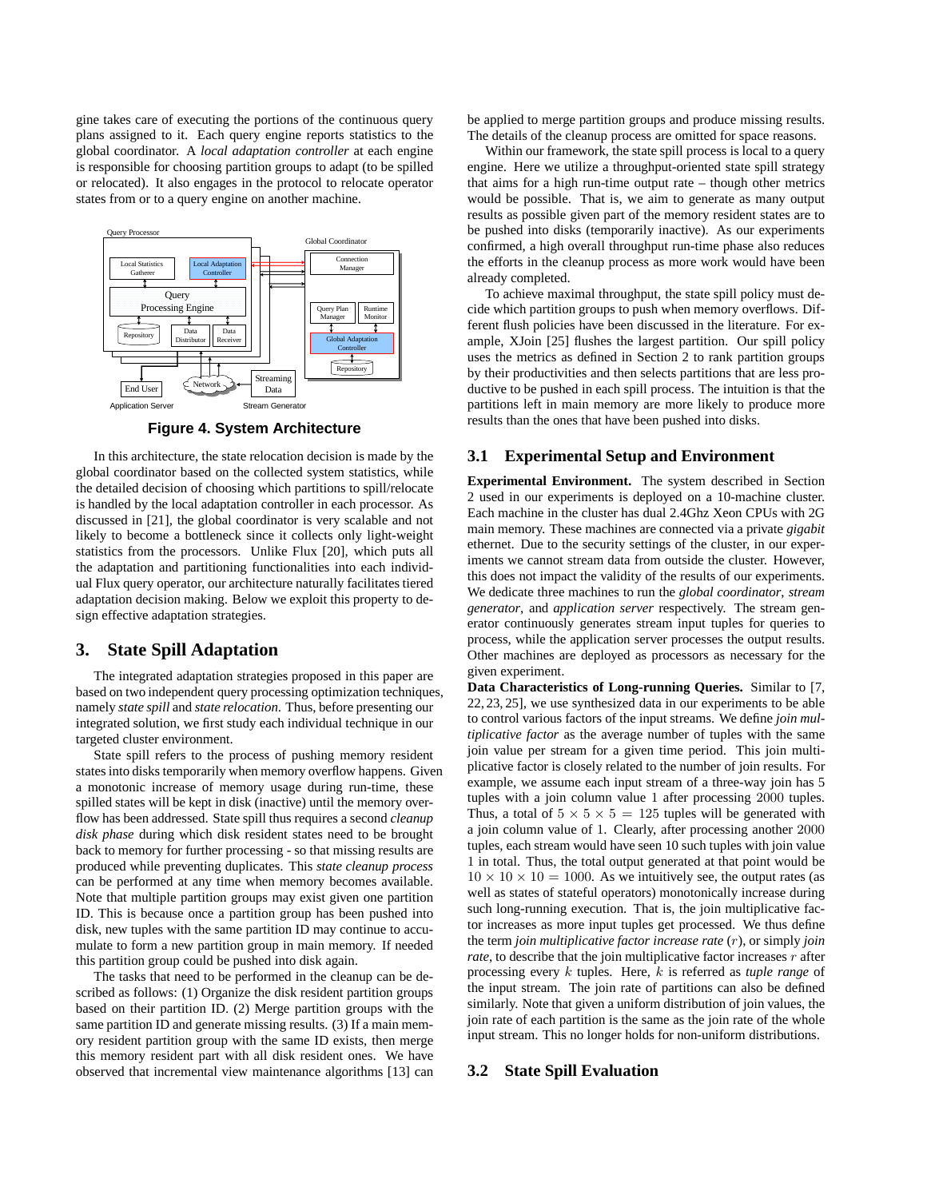gine takes care of executing the portions of the continuous query plans assigned to it. Each query engine reports statistics to the global coordinator. A *local adaptation controller* at each engine is responsible for choosing partition groups to adapt (to be spilled or relocated). It also engages in the protocol to relocate operator states from or to a query engine on another machine.

Query Processor

Local Statistics Gatherer

Local Adaptation Controller

Query Processing Engine

Repository

Data Distributor

Data Receiver

Global Coordinator

Connection Manager

Query Plan Manager

Runtime Monitor

Global Adaptation Controller

Repository

End User

Network

Streaming Data

Application Server

Stream Generator

**Figure 4. System Architecture**

In this architecture, the state relocation decision is made by the global coordinator based on the collected system statistics, while the detailed decision of choosing which partitions to spill/relocate is handled by the local adaptation controller in each processor. As discussed in [21], the global coordinator is very scalable and not likely to become a bottleneck since it collects only light-weight statistics from the processors. Unlike Flux [20], which puts all the adaptation and partitioning functionalities into each individual Flux query operator, our architecture naturally facilitates tiered adaptation decision making. Below we exploit this property to design effective adaptation strategies.

## 3. State Spill Adaptation

The integrated adaptation strategies proposed in this paper are based on two independent query processing optimization techniques, namely *state spill* and *state relocation*. Thus, before presenting our integrated solution, we first study each individual technique in our targeted cluster environment.

State spill refers to the process of pushing memory resident states into disks temporarily when memory overflow happens. Given a monotonic increase of memory usage during run-time, these spilled states will be kept in disk (inactive) until the memory overflow has been addressed. State spill thus requires a second *cleanup disk phase* during which disk resident states need to be brought back to memory for further processing - so that missing results are produced while preventing duplicates. This *state cleanup process* can be performed at any time when memory becomes available. Note that multiple partition groups may exist given one partition ID. This is because once a partition group has been pushed into disk, new tuples with the same partition ID may continue to accumulate to form a new partition group in main memory. If needed this partition group could be pushed into disk again.

The tasks that need to be performed in the cleanup can be described as follows: (1) Organize the disk resident partition groups based on their partition ID. (2) Merge partition groups with the same partition ID and generate missing results. (3) If a main memory resident partition group with the same ID exists, then merge this memory resident part with all disk resident ones. We have observed that incremental view maintenance algorithms [13] can be applied to merge partition groups and produce missing results. The details of the cleanup process are omitted for space reasons.

Within our framework, the state spill process is local to a query engine. Here we utilize a throughput-oriented state spill strategy that aims for a high run-time output rate – though other metrics would be possible. That is, we aim to generate as many output results as possible given part of the memory resident states are to be pushed into disks (temporarily inactive). As our experiments confirmed, a high overall throughput run-time phase also reduces the efforts in the cleanup process as more work would have been already completed.

To achieve maximal throughput, the state spill policy must decide which partition groups to push when memory overflows. Different flush policies have been discussed in the literature. For example, XJoin [25] flushes the largest partition. Our spill policy uses the metrics as defined in Section 2 to rank partition groups by their productivities and then selects partitions that are less productive to be pushed in each spill process. The intuition is that the partitions left in main memory are more likely to produce more results than the ones that have been pushed into disks.

### 3.1 Experimental Setup and Environment

**Experimental Environment.** The system described in Section 2 used in our experiments is deployed on a 10-machine cluster. Each machine in the cluster has dual 2.4Ghz Xeon CPUs with 2G main memory. These machines are connected via a private *gigabit* ethernet. Due to the security settings of the cluster, in our experiments we cannot stream data from outside the cluster. However, this does not impact the validity of the results of our experiments. We dedicate three machines to run the *global coordinator*, *stream generator*, and *application server* respectively. The stream generator continuously generates stream input tuples for queries to process, while the application server processes the output results. Other machines are deployed as processors as necessary for the given experiment.

**Data Characteristics of Long-running Queries.** Similar to [7, 22, 23, 25], we use synthesized data in our experiments to be able to control various factors of the input streams. We define *join multiplicative factor* as the average number of tuples with the same join value per stream for a given time period. This join multiplicative factor is closely related to the number of join results. For example, we assume each input stream of a three-way join has 5 tuples with a join column value 1 after processing 2000 tuples. Thus, a total of $5 \times 5 \times 5 = 125$ tuples will be generated with a join column value of 1. Clearly, after processing another 2000 tuples, each stream would have seen 10 such tuples with join value 1 in total. Thus, the total output generated at that point would be $10 \times 10 \times 10 = 1000$. As we intuitively see, the output rates (as well as states of stateful operators) monotonically increase during such long-running execution. That is, the join multiplicative factor increases as more input tuples get processed. We thus define the term *join multiplicative factor increase rate* ($r$), or simply *join rate*, to describe that the join multiplicative factor increases $r$ after processing every $k$ tuples. Here, $k$ is referred as *tuple range* of the input stream. The join rate of partitions can also be defined similarly. Note that given a uniform distribution of join values, the join rate of each partition is the same as the join rate of the whole input stream. This no longer holds for non-uniform distributions.

### 3.2 State Spill Evaluation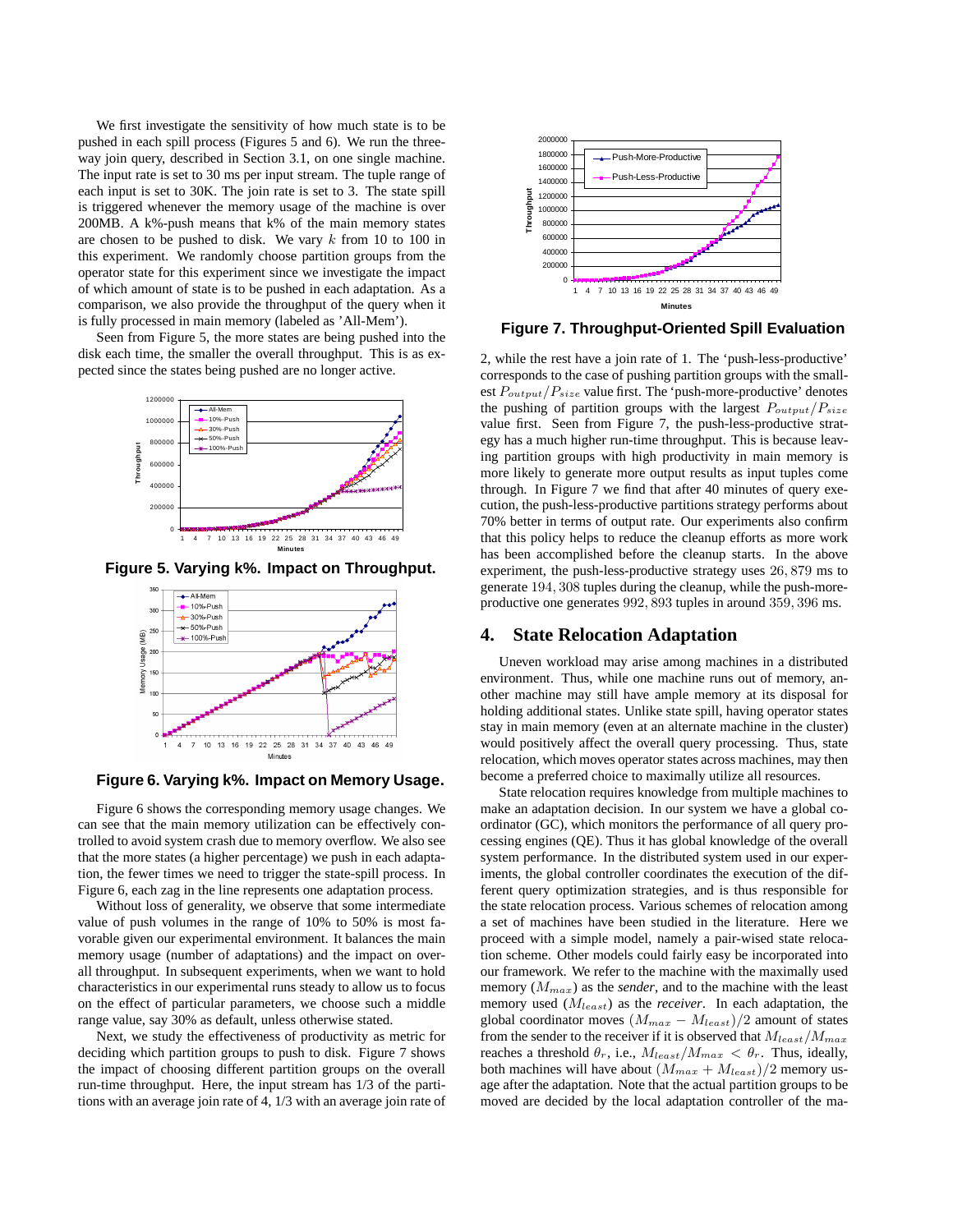We first investigate the sensitivity of how much state is to be pushed in each spill process (Figures 5 and 6). We run the three-way join query, described in Section 3.1, on one single machine. The input rate is set to 30 ms per input stream. The tuple range of each input is set to 30K. The join rate is set to 3. The state spill is triggered whenever the memory usage of the machine is over 200MB. A k%-push means that k% of the main memory states are chosen to be pushed to disk. We vary $k$ from 10 to 100 in this experiment. We randomly choose partition groups from the operator state for this experiment since we investigate the impact of which amount of state is to be pushed in each adaptation. As a comparison, we also provide the throughput of the query when it is fully processed in main memory (labeled as 'All-Mem').

Seen from Figure 5, the more states are being pushed into the disk each time, the smaller the overall throughput. This is as expected since the states being pushed are no longer active.

**Figure 5. Varying k%. Impact on Throughput.**

**Figure 6. Varying k%. Impact on Memory Usage.**

Figure 6 shows the corresponding memory usage changes. We can see that the main memory utilization can be effectively controlled to avoid system crash due to memory overflow. We also see that the more states (a higher percentage) we push in each adaptation, the fewer times we need to trigger the state-spill process. In Figure 6, each zag in the line represents one adaptation process.

Without loss of generality, we observe that some intermediate value of push volumes in the range of 10% to 50% is most favorable given our experimental environment. It balances the main memory usage (number of adaptations) and the impact on overall throughput. In subsequent experiments, when we want to hold characteristics in our experimental runs steady to allow us to focus on the effect of particular parameters, we choose such a middle range value, say 30% as default, unless otherwise stated.

Next, we study the effectiveness of productivity as metric for deciding which partition groups to push to disk. Figure 7 shows the impact of choosing different partition groups on the overall run-time throughput. Here, the input stream has 1/3 of the partitions with an average join rate of 4, 1/3 with an average join rate of 2, while the rest have a join rate of 1. The 'push-less-productive' corresponds to the case of pushing partition groups with the smallest $P_{output}/P_{size}$ value first. The 'push-more-productive' denotes the pushing of partition groups with the largest $P_{output}/P_{size}$ value first. Seen from Figure 7, the push-less-productive strategy has a much higher run-time throughput. This is because leaving partition groups with high productivity in main memory is more likely to generate more output results as input tuples come through. In Figure 7 we find that after 40 minutes of query execution, the push-less-productive partitions strategy performs about 70% better in terms of output rate. Our experiments also confirm that this policy helps to reduce the cleanup efforts as more work has been accomplished before the cleanup starts. In the above experiment, the push-less-productive strategy uses $26,879$ ms to generate $194,308$ tuples during the cleanup, while the push-more-productive one generates $992,893$ tuples in around $359,396$ ms.

**Figure 7. Throughput-Oriented Spill Evaluation**

## 4. State Relocation Adaptation

Uneven workload may arise among machines in a distributed environment. Thus, while one machine runs out of memory, another machine may still have ample memory at its disposal for holding additional states. Unlike state spill, having operator states stay in main memory (even at an alternate machine in the cluster) would positively affect the overall query processing. Thus, state relocation, which moves operator states across machines, may then become a preferred choice to maximally utilize all resources.

State relocation requires knowledge from multiple machines to make an adaptation decision. In our system we have a global coordinator (GC), which monitors the performance of all query processing engines (QE). Thus it has global knowledge of the overall system performance. In the distributed system used in our experiments, the global controller coordinates the execution of the different query optimization strategies, and is thus responsible for the state relocation process. Various schemes of relocation among a set of machines have been studied in the literature. Here we proceed with a simple model, namely a pair-wised state relocation scheme. Other models could fairly easy be incorporated into our framework. We refer to the machine with the maximally used memory ($M_{max}$) as the *sender*, and to the machine with the least memory used ($M_{least}$) as the *receiver*. In each adaptation, the global coordinator moves $(M_{max} - M_{least})/2$ amount of states from the sender to the receiver if it is observed that $M_{least}/M_{max}$ reaches a threshold $\theta_r$, i.e., $M_{least}/M_{max} < \theta_r$. Thus, ideally, both machines will have about $(M_{max} + M_{least})/2$ memory usage after the adaptation. Note that the actual partition groups to be moved are decided by the local adaptation controller of the ma-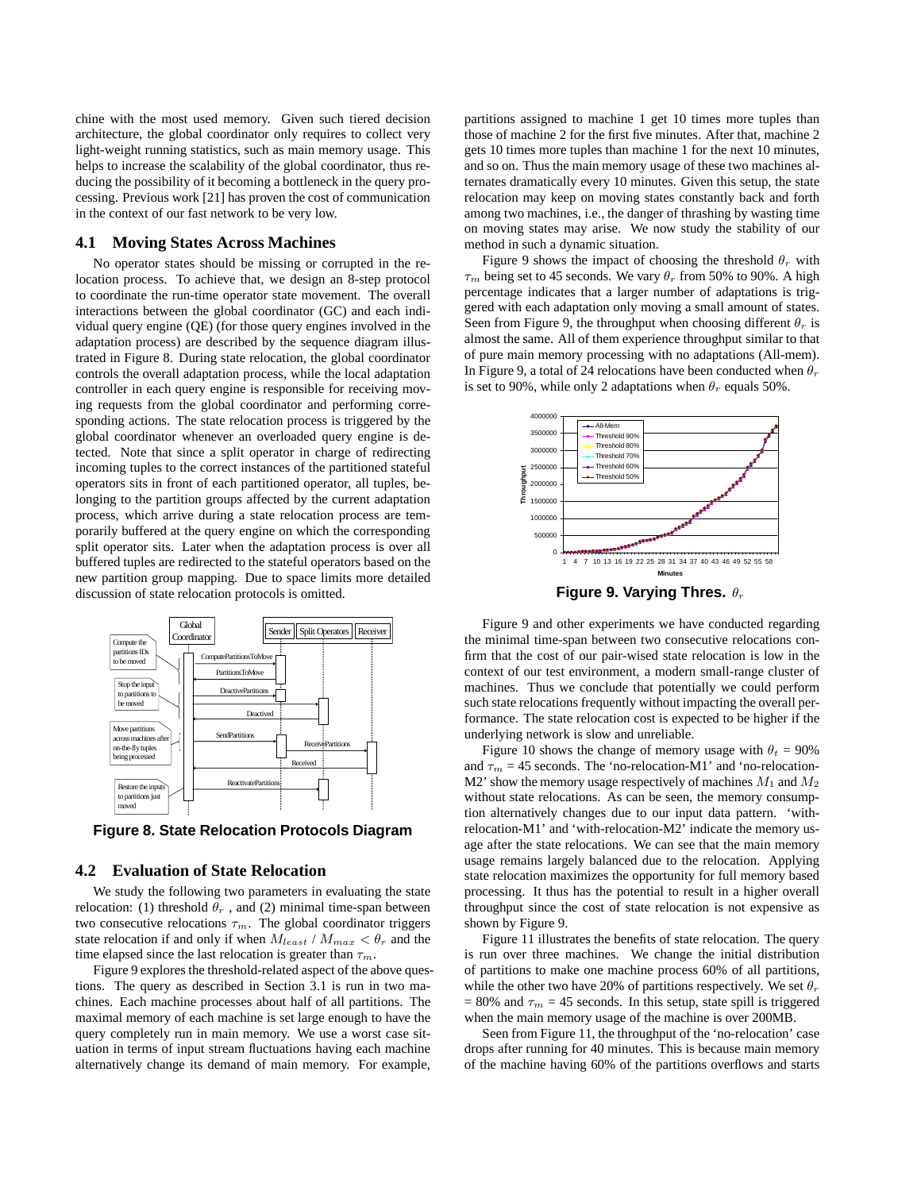chine with the most used memory. Given such tiered decision architecture, the global coordinator only requires to collect very light-weight running statistics, such as main memory usage. This helps to increase the scalability of the global coordinator, thus reducing the possibility of it becoming a bottleneck in the query processing. Previous work [21] has proven the cost of communication in the context of our fast network to be very low.

### 4.1 Moving States Across Machines

No operator states should be missing or corrupted in the relocation process. To achieve that, we design an 8-step protocol to coordinate the run-time operator state movement. The overall interactions between the global coordinator (GC) and each individual query engine (QE) (for those query engines involved in the adaptation process) are described by the sequence diagram illustrated in Figure 8. During state relocation, the global coordinator controls the overall adaptation process, while the local adaptation controller in each query engine is responsible for receiving moving requests from the global coordinator and performing corresponding actions. The state relocation process is triggered by the global coordinator whenever an overloaded query engine is detected. Note that since a split operator in charge of redirecting incoming tuples to the correct instances of the partitioned stateful operators sits in front of each partitioned operator, all tuples, belonging to the partition groups affected by the current adaptation process, which arrive during a state relocation process are temporarily buffered at the query engine on which the corresponding split operator sits. Later when the adaptation process is over all buffered tuples are redirected to the stateful operators based on the new partition group mapping. Due to space limits more detailed discussion of state relocation protocols is omitted.

**Figure 8. State Relocation Protocols Diagram**

### 4.2 Evaluation of State Relocation

We study the following two parameters in evaluating the state relocation: (1) threshold $\theta_r$ , and (2) minimal time-span between two consecutive relocations $\tau_m$. The global coordinator triggers state relocation if and only if when $M_{least}$ / $M_{max} < \theta_r$ and the time elapsed since the last relocation is greater than $\tau_m$.

Figure 9 explores the threshold-related aspect of the above questions. The query as described in Section 3.1 is run in two machines. Each machine processes about half of all partitions. The maximal memory of each machine is set large enough to have the query completely run in main memory. We use a worst case situation in terms of input stream fluctuations having each machine alternatively change its demand of main memory. For example, partitions assigned to machine 1 get 10 times more tuples than those of machine 2 for the first five minutes. After that, machine 2 gets 10 times more tuples than machine 1 for the next 10 minutes, and so on. Thus the main memory usage of these two machines alternates dramatically every 10 minutes. Given this setup, the state relocation may keep on moving states constantly back and forth among two machines, i.e., the danger of thrashing by wasting time on moving states may arise. We now study the stability of our method in such a dynamic situation.

Figure 9 shows the impact of choosing the threshold $\theta_r$ with $\tau_m$ being set to 45 seconds. We vary $\theta_r$ from 50% to 90%. A high percentage indicates that a larger number of adaptations is triggered with each adaptation only moving a small amount of states. Seen from Figure 9, the throughput when choosing different $\theta_r$ is almost the same. All of them experience throughput similar to that of pure main memory processing with no adaptations (All-mem). In Figure 9, a total of 24 relocations have been conducted when $\theta_r$ is set to 90%, while only 2 adaptations when $\theta_r$ equals 50%.

**Figure 9. Varying Thres.** $\theta_r$

Figure 9 and other experiments we have conducted regarding the minimal time-span between two consecutive relocations confirm that the cost of our pair-wised state relocation is low in the context of our test environment, a modern small-range cluster of machines. Thus we conclude that potentially we could perform such state relocations frequently without impacting the overall performance. The state relocation cost is expected to be higher if the underlying network is slow and unreliable.

Figure 10 shows the change of memory usage with $\theta_t$ = 90% and $\tau_m$ = 45 seconds. The 'no-relocation-M1' and 'no-relocation-M2' show the memory usage respectively of machines $M_1$ and $M_2$ without state relocations. As can be seen, the memory consumption alternatively changes due to our input data pattern. 'with-relocation-M1' and 'with-relocation-M2' indicate the memory usage after the state relocations. We can see that the main memory usage remains largely balanced due to the relocation. Applying state relocation maximizes the opportunity for full memory based processing. It thus has the potential to result in a higher overall throughput since the cost of state relocation is not expensive as shown by Figure 9.

Figure 11 illustrates the benefits of state relocation. The query is run over three machines. We change the initial distribution of partitions to make one machine process 60% of all partitions, while the other two have 20% of partitions respectively. We set $\theta_r$ = 80% and $\tau_m$ = 45 seconds. In this setup, state spill is triggered when the main memory usage of the machine is over 200MB.

Seen from Figure 11, the throughput of the 'no-relocation' case drops after running for 40 minutes. This is because main memory of the machine having 60% of the partitions overflows and starts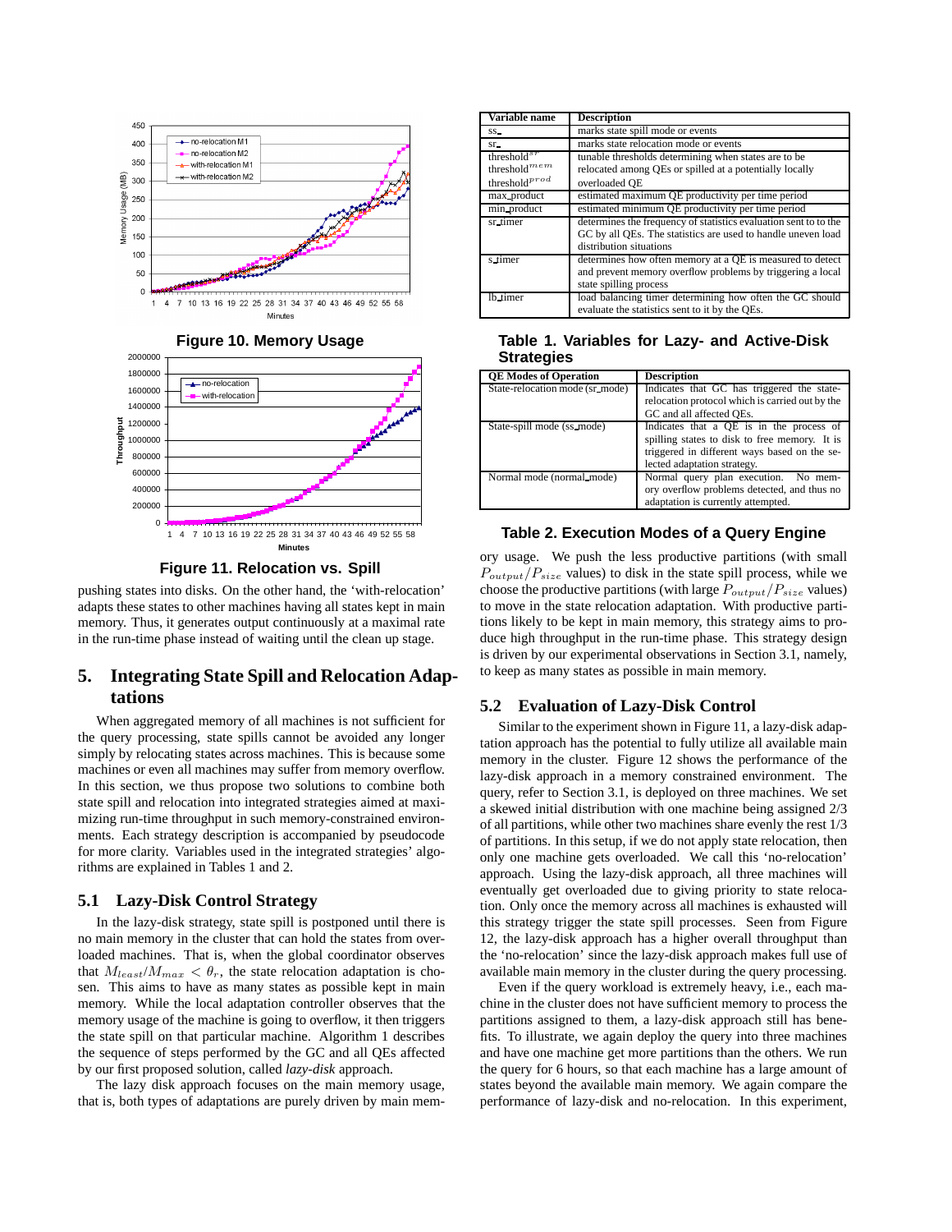Figure 10. Memory Usage

Figure 11. Relocation vs. Spill

pushing states into disks. On the other hand, the 'with-relocation' adapts these states to other machines having all states kept in main memory. Thus, it generates output continuously at a maximal rate in the run-time phase instead of waiting until the clean up stage.

## 5. Integrating State Spill and Relocation Adaptations

When aggregated memory of all machines is not sufficient for the query processing, state spills cannot be avoided any longer simply by relocating states across machines. This is because some machines or even all machines may suffer from memory overflow. In this section, we thus propose two solutions to combine both state spill and relocation into integrated strategies aimed at maximizing run-time throughput in such memory-constrained environments. Each strategy description is accompanied by pseudocode for more clarity. Variables used in the integrated strategies' algorithms are explained in Tables 1 and 2.

### 5.1 Lazy-Disk Control Strategy

In the lazy-disk strategy, state spill is postponed until there is no main memory in the cluster that can hold the states from overloaded machines. That is, when the global coordinator observes that $M_{least}/M_{max} < \theta_r$, the state relocation adaptation is chosen. This aims to have as many states as possible kept in main memory. While the local adaptation controller observes that the memory usage of the machine is going to overflow, it then triggers the state spill on that particular machine. Algorithm 1 describes the sequence of steps performed by the GC and all QEs affected by our first proposed solution, called *lazy-disk* approach.

The lazy disk approach focuses on the main memory usage, that is, both types of adaptations are purely driven by main memory usage. We push the less productive partitions (with small $P_{output}/P_{size}$ values) to disk in the state spill process, while we choose the productive partitions (with large $P_{output}/P_{size}$ values) to move in the state relocation adaptation. With productive partitions likely to be kept in main memory, this strategy aims to produce high throughput in the run-time phase. This strategy design is driven by our experimental observations in Section 3.1, namely, to keep as many states as possible in main memory.

| Variable name | Description |
|---|---|
| ss_ | marks state spill mode or events |
| sr_ | marks state relocation mode or events |
| threshold$^{sr}$ threshold$^{mem}$ threshold$^{prod}$ | tunable thresholds determining when states are to be relocated among QEs or spilled at a potentially locally overloaded QE |
| max_product | estimated maximum QE productivity per time period |
| min_product | estimated minimum QE productivity per time period |
| sr_timer | determines the frequency of statistics evaluation sent to to the GC by all QEs. The statistics are used to handle uneven load distribution situations |
| s_timer | determines how often memory at a QE is measured to detect and prevent memory overflow problems by triggering a local state spilling process |
| lb_timer | load balancing timer determining how often the GC should evaluate the statistics sent to it by the QEs. |

**Table 1. Variables for Lazy- and Active-Disk Strategies**

| QE Modes of Operation | Description |
|---|---|
| State-relocation mode (sr_mode) | Indicates that GC has triggered the state-relocation protocol which is carried out by the GC and all affected QEs. |
| State-spill mode (ss_mode) | Indicates that a QE is in the process of spilling states to disk to free memory. It is triggered in different ways based on the selected adaptation strategy. |
| Normal mode (normal_mode) | Normal query plan execution. No memory overflow problems detected, and thus no adaptation is currently attempted. |

**Table 2. Execution Modes of a Query Engine**

### 5.2 Evaluation of Lazy-Disk Control

Similar to the experiment shown in Figure 11, a lazy-disk adaptation approach has the potential to fully utilize all available main memory in the cluster. Figure 12 shows the performance of the lazy-disk approach in a memory constrained environment. The query, refer to Section 3.1, is deployed on three machines. We set a skewed initial distribution with one machine being assigned 2/3 of all partitions, while other two machines share evenly the rest 1/3 of partitions. In this setup, if we do not apply state relocation, then only one machine gets overloaded. We call this 'no-relocation' approach. Using the lazy-disk approach, all three machines will eventually get overloaded due to giving priority to state relocation. Only once the memory across all machines is exhausted will this strategy trigger the state spill processes. Seen from Figure 12, the lazy-disk approach has a higher overall throughput than the 'no-relocation' since the lazy-disk approach makes full use of available main memory in the cluster during the query processing.

Even if the query workload is extremely heavy, i.e., each machine in the cluster does not have sufficient memory to process the partitions assigned to them, a lazy-disk approach still has benefits. To illustrate, we again deploy the query into three machines and have one machine get more partitions than the others. We run the query for 6 hours, so that each machine has a large amount of states beyond the available main memory. We again compare the performance of lazy-disk and no-relocation. In this experiment,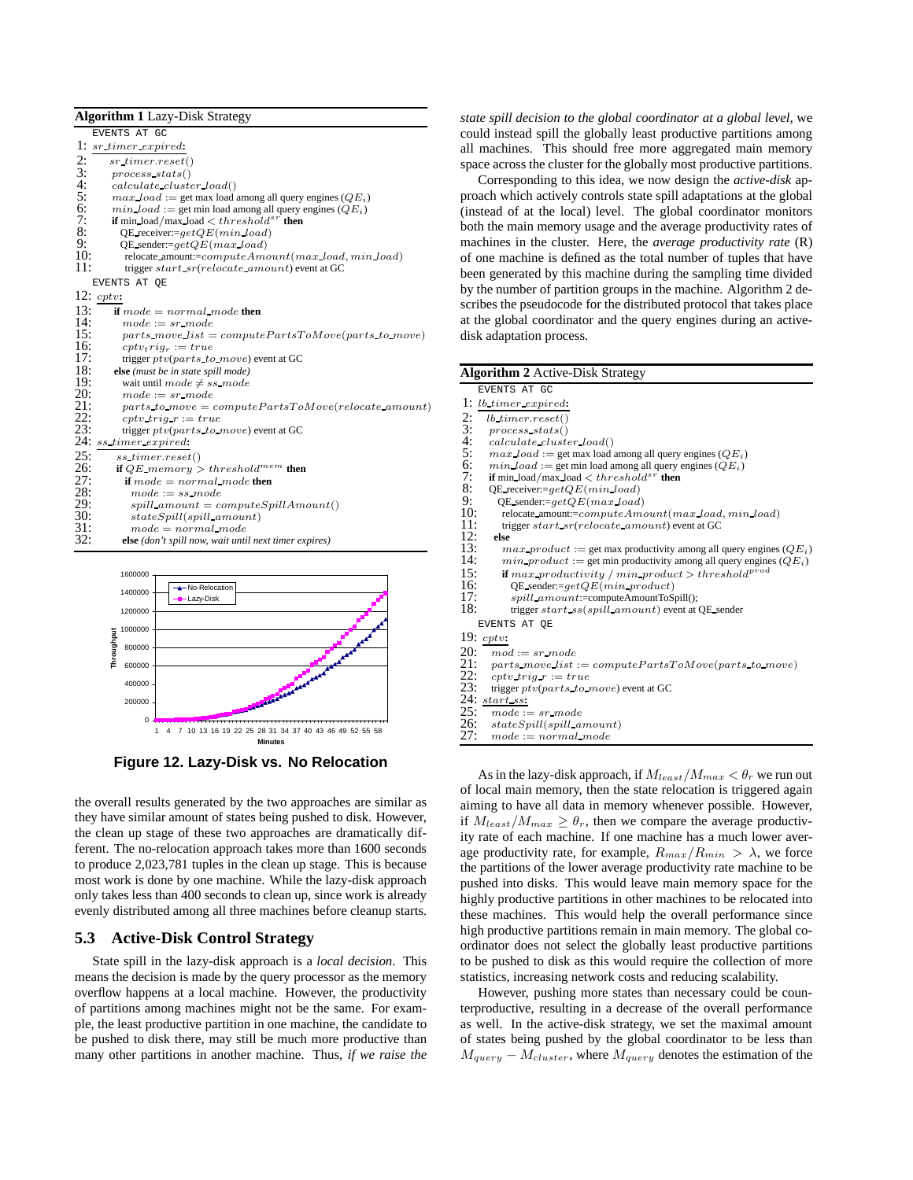**Algorithm 1** Lazy-Disk Strategy

```
EVENTS AT GC
1: sr_timer_expired:
2:    sr_timer.reset()
3:    process_stats()
4:    calculate_cluster_load()
5:    max_load := get max load among all query engines (QE_i)
6:    min_load := get min load among all query engines (QE_i)
7:    if min_load/max_load < threshold^sr then
8:      QE_receiver:=getQE(min_load)
9:      QE_sender:=getQE(max_load)
10:     relocate_amount:=computeAmount(max_load, min_load)
11:     trigger start_sr(relocate_amount) event at GC
EVENTS AT QE
12: cptv:
13:   if mode = normal_mode then
14:     mode := sr_mode
15:     parts_move_list = computePartsToMove(parts_to_move)
16:     cptv_trig_r := true
17:     trigger ptv(parts_to_move) event at GC
18:   else (must be in state spill mode)
19:     wait until mode ≠ ss_mode
20:     mode := sr_mode
21:     parts_to_move = computePartsToMove(relocate_amount)
22:     cptv_trig_r := true
23:     trigger ptv(parts_to_move) event at GC
24: ss_timer_expired:
25:   ss_timer.reset()
26:   if QE_memory > threshold^mem then
27:     if mode = normal_mode then
28:       mode := ss_mode
29:       spill_amount = computeSpillAmount()
30:       stateSpill(spill_amount)
31:       mode = normal_mode
32:   else (don't spill now, wait until next timer expires)
```

**Figure 12. Lazy-Disk vs. No Relocation**

the overall results generated by the two approaches are similar as they have similar amount of states being pushed to disk. However, the clean up stage of these two approaches are dramatically different. The no-relocation approach takes more than 1600 seconds to produce 2,023,781 tuples in the clean up stage. This is because most work is done by one machine. While the lazy-disk approach only takes less than 400 seconds to clean up, since work is already evenly distributed among all three machines before cleanup starts.

## 5.3 Active-Disk Control Strategy

State spill in the lazy-disk approach is a *local decision*. This means the decision is made by the query processor as the memory overflow happens at a local machine. However, the productivity of partitions among machines might not be the same. For example, the least productive partition in one machine, the candidate to be pushed to disk there, may still be much more productive than many other partitions in another machine. Thus, *if we raise the state spill decision to the global coordinator at a global level*, we could instead spill the globally least productive partitions among all machines. This should free more aggregated main memory space across the cluster for the globally most productive partitions.

Corresponding to this idea, we now design the *active-disk* approach which actively controls state spill adaptations at the global (instead of at the local) level. The global coordinator monitors both the main memory usage and the average productivity rates of machines in the cluster. Here, the *average productivity rate* (R) of one machine is defined as the total number of tuples that have been generated by this machine during the sampling time divided by the number of partition groups in the machine. Algorithm 2 describes the pseudocode for the distributed protocol that takes place at the global coordinator and the query engines during an active-disk adaptation process.

**Algorithm 2** Active-Disk Strategy

```
EVENTS AT GC
1: lb_timer_expired:
2:   lb_timer.reset()
3:   process_stats()
4:   calculate_cluster_load()
5:   max_load := get max load among all query engines (QE_i)
6:   min_load := get min load among all query engines (QE_i)
7:   if min_load/max_load < threshold^sr then
8:     QE_receiver:=getQE(min_load)
9:     QE_sender:=getQE(max_load)
10:    relocate_amount:=computeAmount(max_load, min_load)
11:    trigger start_sr(relocate_amount) event at GC
12:  else
13:    max_product := get max productivity among all query engines (QE_i)
14:    min_product := get min productivity among all query engines (QE_i)
15:    if max_productivity / min_product > threshold^prod
16:      QE_sender:=getQE(min_product)
17:      spill_amount:=computeAmountToSpill();
18:      trigger start_ss(spill_amount) event at QE_sender
EVENTS AT QE
19: cptv:
20:   mod := sr_mode
21:   parts_move_list := computePartsToMove(parts_to_move)
22:   cptv_trig_r := true
23:   trigger ptv(parts_to_move) event at GC
24: start_ss:
25:   mode := sr_mode
26:   stateSpill(spill_amount)
27:   mode := normal_mode
```

As in the lazy-disk approach, if $M_{least}/M_{max} < \theta_r$ we run out of local main memory, then the state relocation is triggered again aiming to have all data in memory whenever possible. However, if $M_{least}/M_{max} \geq \theta_r$, then we compare the average productivity rate of each machine. If one machine has a much lower average productivity rate, for example, $R_{max}/R_{min} > \lambda$, we force the partitions of the lower average productivity rate machine to be pushed into disks. This would leave main memory space for the highly productive partitions in other machines to be relocated into these machines. This would help the overall performance since high productive partitions remain in main memory. The global coordinator does not select the globally least productive partitions to be pushed to disk as this would require the collection of more statistics, increasing network costs and reducing scalability.

However, pushing more states than necessary could be counterproductive, resulting in a decrease of the overall performance as well. In the active-disk strategy, we set the maximal amount of states being pushed by the global coordinator to be less than $M_{query} - M_{cluster}$, where $M_{query}$ denotes the estimation of the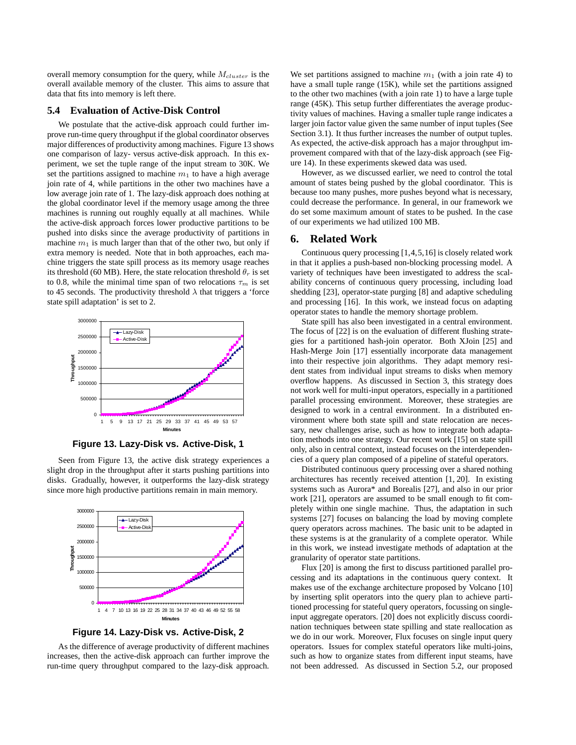overall memory consumption for the query, while $M_{cluster}$ is the overall available memory of the cluster. This aims to assure that data that fits into memory is left there.

### 5.4 Evaluation of Active-Disk Control

We postulate that the active-disk approach could further improve run-time query throughput if the global coordinator observes major differences of productivity among machines. Figure 13 shows one comparison of lazy- versus active-disk approach. In this experiment, we set the tuple range of the input stream to 30K. We set the partitions assigned to machine $m_1$ to have a high average join rate of 4, while partitions in the other two machines have a low average join rate of 1. The lazy-disk approach does nothing at the global coordinator level if the memory usage among the three machines is running out roughly equally at all machines. While the active-disk approach forces lower productive partitions to be pushed into disks since the average productivity of partitions in machine $m_1$ is much larger than that of the other two, but only if extra memory is needed. Note that in both approaches, each machine triggers the state spill process as its memory usage reaches its threshold (60 MB). Here, the state relocation threshold $\theta_r$ is set to 0.8, while the minimal time span of two relocations $\tau_m$ is set to 45 seconds. The productivity threshold $\lambda$ that triggers a 'force state spill adaptation' is set to 2.

**Figure 13. Lazy-Disk vs. Active-Disk, 1**

Seen from Figure 13, the active disk strategy experiences a slight drop in the throughput after it starts pushing partitions into disks. Gradually, however, it outperforms the lazy-disk strategy since more high productive partitions remain in main memory.

**Figure 14. Lazy-Disk vs. Active-Disk, 2**

As the difference of average productivity of different machines increases, then the active-disk approach can further improve the run-time query throughput compared to the lazy-disk approach. We set partitions assigned to machine $m_1$ (with a join rate 4) to have a small tuple range (15K), while set the partitions assigned to the other two machines (with a join rate 1) to have a large tuple range (45K). This setup further differentiates the average productivity values of machines. Having a smaller tuple range indicates a larger join factor value given the same number of input tuples (See Section 3.1). It thus further increases the number of output tuples. As expected, the active-disk approach has a major throughput improvement compared with that of the lazy-disk approach (see Figure 14). In these experiments skewed data was used.

However, as we discussed earlier, we need to control the total amount of states being pushed by the global coordinator. This is because too many pushes, more pushes beyond what is necessary, could decrease the performance. In general, in our framework we do set some maximum amount of states to be pushed. In the case of our experiments we had utilized 100 MB.

## 6. Related Work

Continuous query processing [1,4,5,16] is closely related work in that it applies a push-based non-blocking processing model. A variety of techniques have been investigated to address the scalability concerns of continuous query processing, including load shedding [23], operator-state purging [8] and adaptive scheduling and processing [16]. In this work, we instead focus on adapting operator states to handle the memory shortage problem.

State spill has also been investigated in a central environment. The focus of [22] is on the evaluation of different flushing strategies for a partitioned hash-join operator. Both XJoin [25] and Hash-Merge Join [17] essentially incorporate data management into their respective join algorithms. They adapt memory resident states from individual input streams to disks when memory overflow happens. As discussed in Section 3, this strategy does not work well for multi-input operators, especially in a partitioned parallel processing environment. Moreover, these strategies are designed to work in a central environment. In a distributed environment where both state spill and state relocation are necessary, new challenges arise, such as how to integrate both adaptation methods into one strategy. Our recent work [15] on state spill only, also in central context, instead focuses on the interdependencies of a query plan composed of a pipeline of stateful operators.

Distributed continuous query processing over a shared nothing architectures has recently received attention [1, 20]. In existing systems such as Aurora* and Borealis [27], and also in our prior work [21], operators are assumed to be small enough to fit completely within one single machine. Thus, the adaptation in such systems [27] focuses on balancing the load by moving complete query operators across machines. The basic unit to be adapted in these systems is at the granularity of a complete operator. While in this work, we instead investigate methods of adaptation at the granularity of operator state partitions.

Flux [20] is among the first to discuss partitioned parallel processing and its adaptations in the continuous query context. It makes use of the exchange architecture proposed by Volcano [10] by inserting split operators into the query plan to achieve partitioned processing for stateful query operators, focussing on single-input aggregate operators. [20] does not explicitly discuss coordination techniques between state spilling and state reallocation as we do in our work. Moreover, Flux focuses on single input query operators. Issues for complex stateful operators like multi-joins, such as how to organize states from different input steams, have not been addressed. As discussed in Section 5.2, our proposed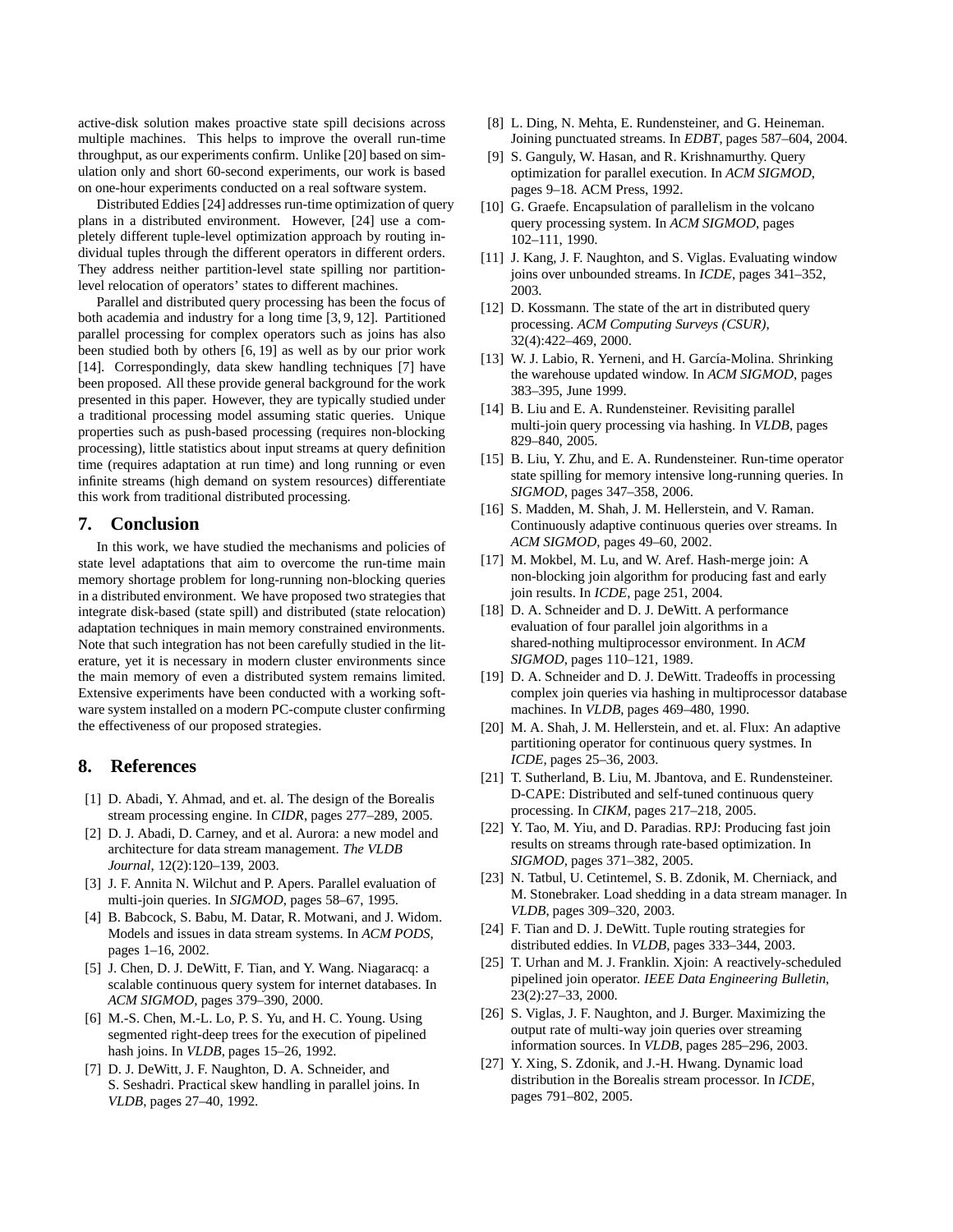active-disk solution makes proactive state spill decisions across multiple machines. This helps to improve the overall run-time throughput, as our experiments confirm. Unlike [20] based on simulation only and short 60-second experiments, our work is based on one-hour experiments conducted on a real software system.

Distributed Eddies [24] addresses run-time optimization of query plans in a distributed environment. However, [24] use a completely different tuple-level optimization approach by routing individual tuples through the different operators in different orders. They address neither partition-level state spilling nor partition-level relocation of operators' states to different machines.

Parallel and distributed query processing has been the focus of both academia and industry for a long time [3, 9, 12]. Partitioned parallel processing for complex operators such as joins has also been studied both by others [6, 19] as well as by our prior work [14]. Correspondingly, data skew handling techniques [7] have been proposed. All these provide general background for the work presented in this paper. However, they are typically studied under a traditional processing model assuming static queries. Unique properties such as push-based processing (requires non-blocking processing), little statistics about input streams at query definition time (requires adaptation at run time) and long running or even infinite streams (high demand on system resources) differentiate this work from traditional distributed processing.

## 7. Conclusion

In this work, we have studied the mechanisms and policies of state level adaptations that aim to overcome the run-time main memory shortage problem for long-running non-blocking queries in a distributed environment. We have proposed two strategies that integrate disk-based (state spill) and distributed (state relocation) adaptation techniques in main memory constrained environments. Note that such integration has not been carefully studied in the literature, yet it is necessary in modern cluster environments since the main memory of even a distributed system remains limited. Extensive experiments have been conducted with a working software system installed on a modern PC-compute cluster confirming the effectiveness of our proposed strategies.

## 8. References

[1] D. Abadi, Y. Ahmad, and et. al. The design of the Borealis stream processing engine. In *CIDR*, pages 277–289, 2005.

[2] D. J. Abadi, D. Carney, and et al. Aurora: a new model and architecture for data stream management. *The VLDB Journal*, 12(2):120–139, 2003.

[3] J. F. Annita N. Wilchut and P. Apers. Parallel evaluation of multi-join queries. In *SIGMOD*, pages 58–67, 1995.

[4] B. Babcock, S. Babu, M. Datar, R. Motwani, and J. Widom. Models and issues in data stream systems. In *ACM PODS*, pages 1–16, 2002.

[5] J. Chen, D. J. DeWitt, F. Tian, and Y. Wang. Niagaracq: a scalable continuous query system for internet databases. In *ACM SIGMOD*, pages 379–390, 2000.

[6] M.-S. Chen, M.-L. Lo, P. S. Yu, and H. C. Young. Using segmented right-deep trees for the execution of pipelined hash joins. In *VLDB*, pages 15–26, 1992.

[7] D. J. DeWitt, J. F. Naughton, D. A. Schneider, and S. Seshadri. Practical skew handling in parallel joins. In *VLDB*, pages 27–40, 1992.

[8] L. Ding, N. Mehta, E. Rundensteiner, and G. Heineman. Joining punctuated streams. In *EDBT*, pages 587–604, 2004.

[9] S. Ganguly, W. Hasan, and R. Krishnamurthy. Query optimization for parallel execution. In *ACM SIGMOD*, pages 9–18. ACM Press, 1992.

[10] G. Graefe. Encapsulation of parallelism in the volcano query processing system. In *ACM SIGMOD*, pages 102–111, 1990.

[11] J. Kang, J. F. Naughton, and S. Viglas. Evaluating window joins over unbounded streams. In *ICDE*, pages 341–352, 2003.

[12] D. Kossmann. The state of the art in distributed query processing. *ACM Computing Surveys (CSUR)*, 32(4):422–469, 2000.

[13] W. J. Labio, R. Yerneni, and H. García-Molina. Shrinking the warehouse updated window. In *ACM SIGMOD*, pages 383–395, June 1999.

[14] B. Liu and E. A. Rundensteiner. Revisiting parallel multi-join query processing via hashing. In *VLDB*, pages 829–840, 2005.

[15] B. Liu, Y. Zhu, and E. A. Rundensteiner. Run-time operator state spilling for memory intensive long-running queries. In *SIGMOD*, pages 347–358, 2006.

[16] S. Madden, M. Shah, J. M. Hellerstein, and V. Raman. Continuously adaptive continuous queries over streams. In *ACM SIGMOD*, pages 49–60, 2002.

[17] M. Mokbel, M. Lu, and W. Aref. Hash-merge join: A non-blocking join algorithm for producing fast and early join results. In *ICDE*, page 251, 2004.

[18] D. A. Schneider and D. J. DeWitt. A performance evaluation of four parallel join algorithms in a shared-nothing multiprocessor environment. In *ACM SIGMOD*, pages 110–121, 1989.

[19] D. A. Schneider and D. J. DeWitt. Tradeoffs in processing complex join queries via hashing in multiprocessor database machines. In *VLDB*, pages 469–480, 1990.

[20] M. A. Shah, J. M. Hellerstein, and et. al. Flux: An adaptive partitioning operator for continuous query systmes. In *ICDE*, pages 25–36, 2003.

[21] T. Sutherland, B. Liu, M. Jbantova, and E. Rundensteiner. D-CAPE: Distributed and self-tuned continuous query processing. In *CIKM*, pages 217–218, 2005.

[22] Y. Tao, M. Yiu, and D. Paradias. RPJ: Producing fast join results on streams through rate-based optimization. In *SIGMOD*, pages 371–382, 2005.

[23] N. Tatbul, U. Cetintemel, S. B. Zdonik, M. Cherniack, and M. Stonebraker. Load shedding in a data stream manager. In *VLDB*, pages 309–320, 2003.

[24] F. Tian and D. J. DeWitt. Tuple routing strategies for distributed eddies. In *VLDB*, pages 333–344, 2003.

[25] T. Urhan and M. J. Franklin. Xjoin: A reactively-scheduled pipelined join operator. *IEEE Data Engineering Bulletin*, 23(2):27–33, 2000.

[26] S. Viglas, J. F. Naughton, and J. Burger. Maximizing the output rate of multi-way join queries over streaming information sources. In *VLDB*, pages 285–296, 2003.

[27] Y. Xing, S. Zdonik, and J.-H. Hwang. Dynamic load distribution in the Borealis stream processor. In *ICDE*, pages 791–802, 2005.